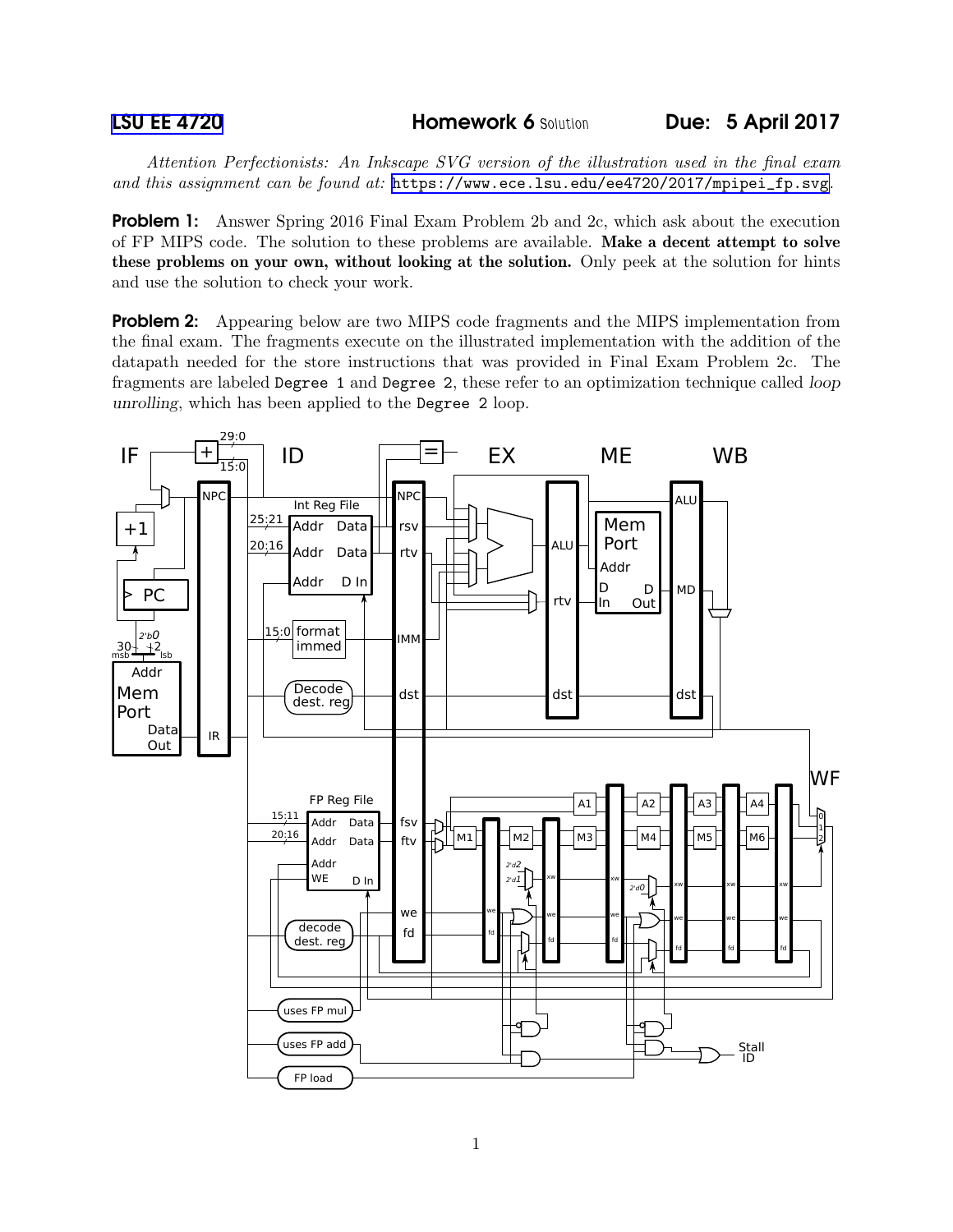LSU EE 4720 **Homework 6** Solution **Due: 5 April 2017**

*Attention Perfectionists: An Inkscape SVG version of the illustration used in the final exam and this assignment can be found at:* `https://www.ece.lsu.edu/ee4720/2017/mpipei_fp.svg`.

**Problem 1:** Answer Spring 2016 Final Exam Problem 2b and 2c, which ask about the execution of FP MIPS code. The solution to these problems are available. **Make a decent attempt to solve these problems on your own, without looking at the solution.** Only peek at the solution for hints and use the solution to check your work.

**Problem 2:** Appearing below are two MIPS code fragments and the MIPS implementation from the final exam. The fragments execute on the illustrated implementation with the addition of the datapath needed for the store instructions that was provided in Final Exam Problem 2c. The fragments are labeled `Degree 1` and `Degree 2`, these refer to an optimization technique called *loop unrolling*, which has been applied to the `Degree 2` loop.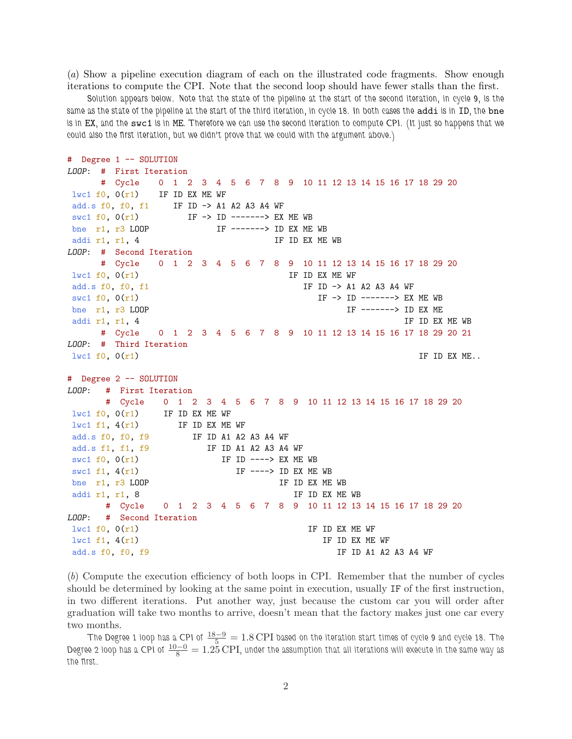(*a*) Show a pipeline execution diagram of each on the illustrated code fragments. Show enough iterations to compute the CPI. Note that the second loop should have fewer stalls than the first.

Solution appears below. Note that the state of the pipeline at the start of the second iteration, in cycle 9, is the same as the state of the pipeline at the start of the third iteration, in cycle 18. In both cases the `addi` is in ID, the `bne` is in EX, and the `swc1` is in ME. Therefore we can use the second iteration to compute CPI. (It just so happens that we could also the first iteration, but we didn't prove that we could with the argument above.)

```
#  Degree 1 -- SOLUTION
LOOP:  #  First Iteration
       #  Cycle    0  1  2  3  4  5  6  7  8  9  10 11 12 13 14 15 16 17 18 29 20
 lwc1 f0, 0(r1)    IF ID EX ME WF
 add.s f0, f0, f1     IF ID -> A1 A2 A3 A4 WF
 swc1 f0, 0(r1)          IF -> ID -------> EX ME WB
 bne  r1, r3 LOOP              IF -------> ID EX ME WB
 addi r1, r1, 4                            IF ID EX ME WB
LOOP:  #  Second Iteration
       #  Cycle    0  1  2  3  4  5  6  7  8  9  10 11 12 13 14 15 16 17 18 29 20
 lwc1 f0, 0(r1)                               IF ID EX ME WF
 add.s f0, f0, f1                                IF ID -> A1 A2 A3 A4 WF
 swc1 f0, 0(r1)                                     IF -> ID -------> EX ME WB
 bne  r1, r3 LOOP                                         IF -------> ID EX ME
 addi r1, r1, 4                                                       IF ID EX ME WB
       #  Cycle    0  1  2  3  4  5  6  7  8  9  10 11 12 13 14 15 16 17 18 29 20 21
LOOP:  #  Third Iteration
 lwc1 f0, 0(r1)                                                          IF ID EX ME..

#  Degree 2 -- SOLUTION
LOOP:   #  First Iteration
        #  Cycle    0  1  2  3  4  5  6  7  8  9  10 11 12 13 14 15 16 17 18 29 20
 lwc1 f0, 0(r1)     IF ID EX ME WF
 lwc1 f1, 4(r1)        IF ID EX ME WF
 add.s f0, f0, f9         IF ID A1 A2 A3 A4 WF
 add.s f1, f1, f9            IF ID A1 A2 A3 A4 WF
 swc1 f0, 0(r1)                 IF ID ----> EX ME WB
 swc1 f1, 4(r1)                    IF ----> ID EX ME WB
 bne  r1, r3 LOOP                           IF ID EX ME WB
 addi r1, r1, 8                                IF ID EX ME WB
        #  Cycle    0  1  2  3  4  5  6  7  8  9  10 11 12 13 14 15 16 17 18 29 20
LOOP:   #  Second Iteration
 lwc1 f0, 0(r1)                                   IF ID EX ME WF
 lwc1 f1, 4(r1)                                      IF ID EX ME WF
 add.s f0, f0, f9                                       IF ID A1 A2 A3 A4 WF
```

(*b*) Compute the execution efficiency of both loops in CPI. Remember that the number of cycles should be determined by looking at the same point in execution, usually IF of the first instruction, in two different iterations. Put another way, just because the custom car you will order after graduation will take two months to arrive, doesn't mean that the factory makes just one car every two months.

The Degree 1 loop has a CPI of $\frac{18-9}{5} = 1.8\,\text{CPI}$ based on the iteration start times of cycle 9 and cycle 18. The Degree 2 loop has a CPI of $\frac{10-0}{8} = 1.25\,\text{CPI}$, under the assumption that all iterations will execute in the same way as the first.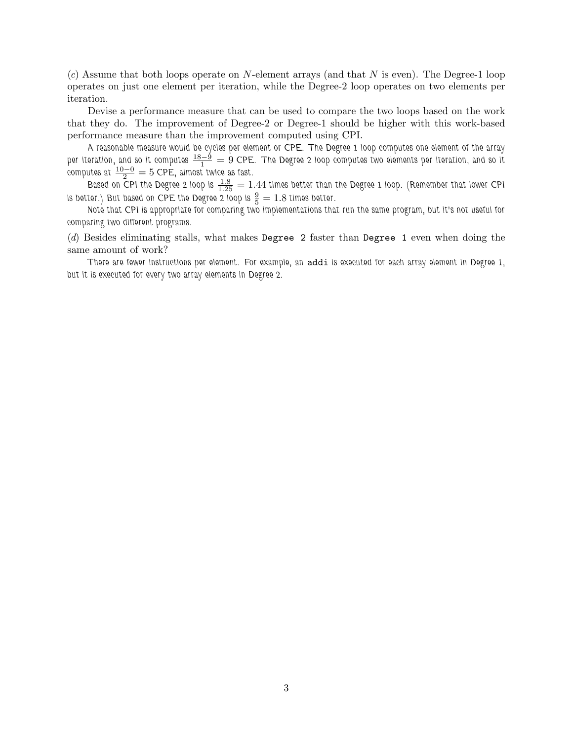(*c*) Assume that both loops operate on $N$-element arrays (and that $N$ is even). The Degree-1 loop operates on just one element per iteration, while the Degree-2 loop operates on two elements per iteration.

Devise a performance measure that can be used to compare the two loops based on the work that they do. The improvement of Degree-2 or Degree-1 should be higher with this work-based performance measure than the improvement computed using CPI.

A reasonable measure would be cycles per element or CPE. The Degree 1 loop computes one element of the array per iteration, and so it computes $\frac{18-9}{1} = 9$ CPE. The Degree 2 loop computes two elements per iteration, and so it computes at $\frac{10-0}{2} = 5$ CPE, almost twice as fast.

Based on CPI the Degree 2 loop is $\frac{1.8}{1.25} = 1.44$ times better than the Degree 1 loop. (Remember that lower CPI is better.) But based on CPE the Degree 2 loop is $\frac{9}{5} = 1.8$ times better.

Note that CPI is appropriate for comparing two implementations that run the same program, but it's not useful for comparing two different programs.

(*d*) Besides eliminating stalls, what makes `Degree 2` faster than `Degree 1` even when doing the same amount of work?

There are fewer instructions per element. For example, an `addi` is executed for each array element in Degree 1, but it is executed for every two array elements in Degree 2.